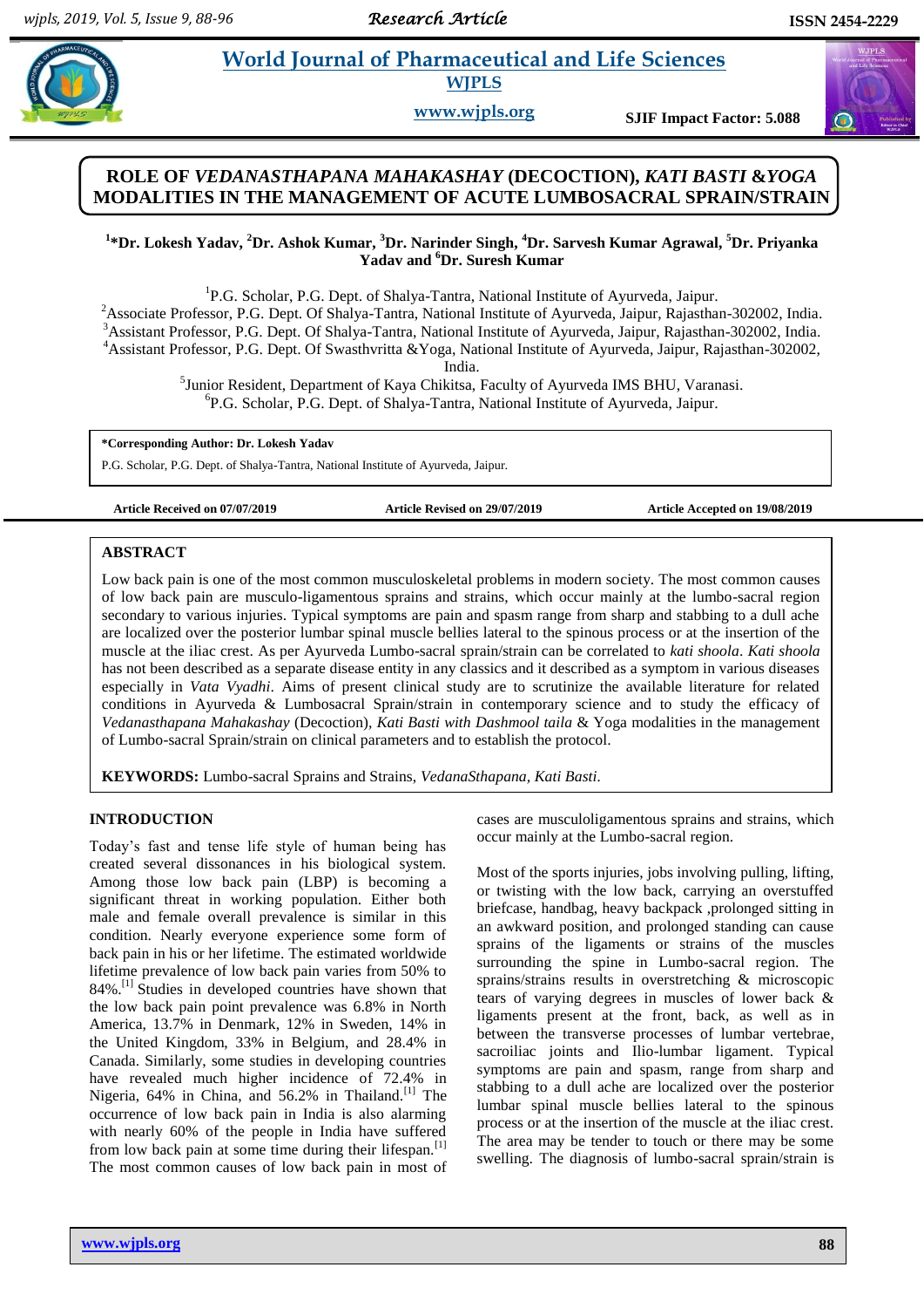# World Journal of Pharmaceutical and Life Sciences
## WJPLS

www.wjpls.org

SJIF Impact Factor: 5.088

# ROLE OF *VEDANASTHAPANA MAHAKASHAY* (DECOCTION), *KATI BASTI* &*YOGA* MODALITIES IN THE MANAGEMENT OF ACUTE LUMBOSACRAL SPRAIN/STRAIN

**[1]*Dr. Lokesh Yadav, [2]Dr. Ashok Kumar, [3]Dr. Narinder Singh, [4]Dr. Sarvesh Kumar Agrawal, [5]Dr. Priyanka Yadav and [6]Dr. Suresh Kumar**

[1]P.G. Scholar, P.G. Dept. of Shalya-Tantra, National Institute of Ayurveda, Jaipur.
[2]Associate Professor, P.G. Dept. Of Shalya-Tantra, National Institute of Ayurveda, Jaipur, Rajasthan-302002, India.
[3]Assistant Professor, P.G. Dept. Of Shalya-Tantra, National Institute of Ayurveda, Jaipur, Rajasthan-302002, India.
[4]Assistant Professor, P.G. Dept. Of Swasthvritta &Yoga, National Institute of Ayurveda, Jaipur, Rajasthan-302002, India.
[5]Junior Resident, Department of Kaya Chikitsa, Faculty of Ayurveda IMS BHU, Varanasi.
[6]P.G. Scholar, P.G. Dept. of Shalya-Tantra, National Institute of Ayurveda, Jaipur.

**\*Corresponding Author: Dr. Lokesh Yadav**
P.G. Scholar, P.G. Dept. of Shalya-Tantra, National Institute of Ayurveda, Jaipur.

**Article Received on 07/07/2019** **Article Revised on 29/07/2019** **Article Accepted on 19/08/2019**

## ABSTRACT

Low back pain is one of the most common musculoskeletal problems in modern society. The most common causes of low back pain are musculo-ligamentous sprains and strains, which occur mainly at the lumbo-sacral region secondary to various injuries. Typical symptoms are pain and spasm range from sharp and stabbing to a dull ache are localized over the posterior lumbar spinal muscle bellies lateral to the spinous process or at the insertion of the muscle at the iliac crest. As per Ayurveda Lumbo-sacral sprain/strain can be correlated to *kati shoola*. *Kati shoola* has not been described as a separate disease entity in any classics and it described as a symptom in various diseases especially in *Vata Vyadhi*. Aims of present clinical study are to scrutinize the available literature for related conditions in Ayurveda & Lumbosacral Sprain/strain in contemporary science and to study the efficacy of *Vedanasthapana Mahakashay* (Decoction), *Kati Basti with Dashmool taila* & Yoga modalities in the management of Lumbo-sacral Sprain/strain on clinical parameters and to establish the protocol.

**KEYWORDS:** Lumbo-sacral Sprains and Strains, *VedanaSthapana, Kati Basti.*

## INTRODUCTION

Today's fast and tense life style of human being has created several dissonances in his biological system. Among those low back pain (LBP) is becoming a significant threat in working population. Either both male and female overall prevalence is similar in this condition. Nearly everyone experience some form of back pain in his or her lifetime. The estimated worldwide lifetime prevalence of low back pain varies from 50% to 84%.[1] Studies in developed countries have shown that the low back pain point prevalence was 6.8% in North America, 13.7% in Denmark, 12% in Sweden, 14% in the United Kingdom, 33% in Belgium, and 28.4% in Canada. Similarly, some studies in developing countries have revealed much higher incidence of 72.4% in Nigeria, 64% in China, and 56.2% in Thailand.[1] The occurrence of low back pain in India is also alarming with nearly 60% of the people in India have suffered from low back pain at some time during their lifespan.[1] The most common causes of low back pain in most of cases are musculoligamentous sprains and strains, which occur mainly at the Lumbo-sacral region.

Most of the sports injuries, jobs involving pulling, lifting, or twisting with the low back, carrying an overstuffed briefcase, handbag, heavy backpack ,prolonged sitting in an awkward position, and prolonged standing can cause sprains of the ligaments or strains of the muscles surrounding the spine in Lumbo-sacral region. The sprains/strains results in overstretching & microscopic tears of varying degrees in muscles of lower back & ligaments present at the front, back, as well as in between the transverse processes of lumbar vertebrae, sacroiliac joints and Ilio-lumbar ligament. Typical symptoms are pain and spasm, range from sharp and stabbing to a dull ache are localized over the posterior lumbar spinal muscle bellies lateral to the spinous process or at the insertion of the muscle at the iliac crest. The area may be tender to touch or there may be some swelling. The diagnosis of lumbo-sacral sprain/strain is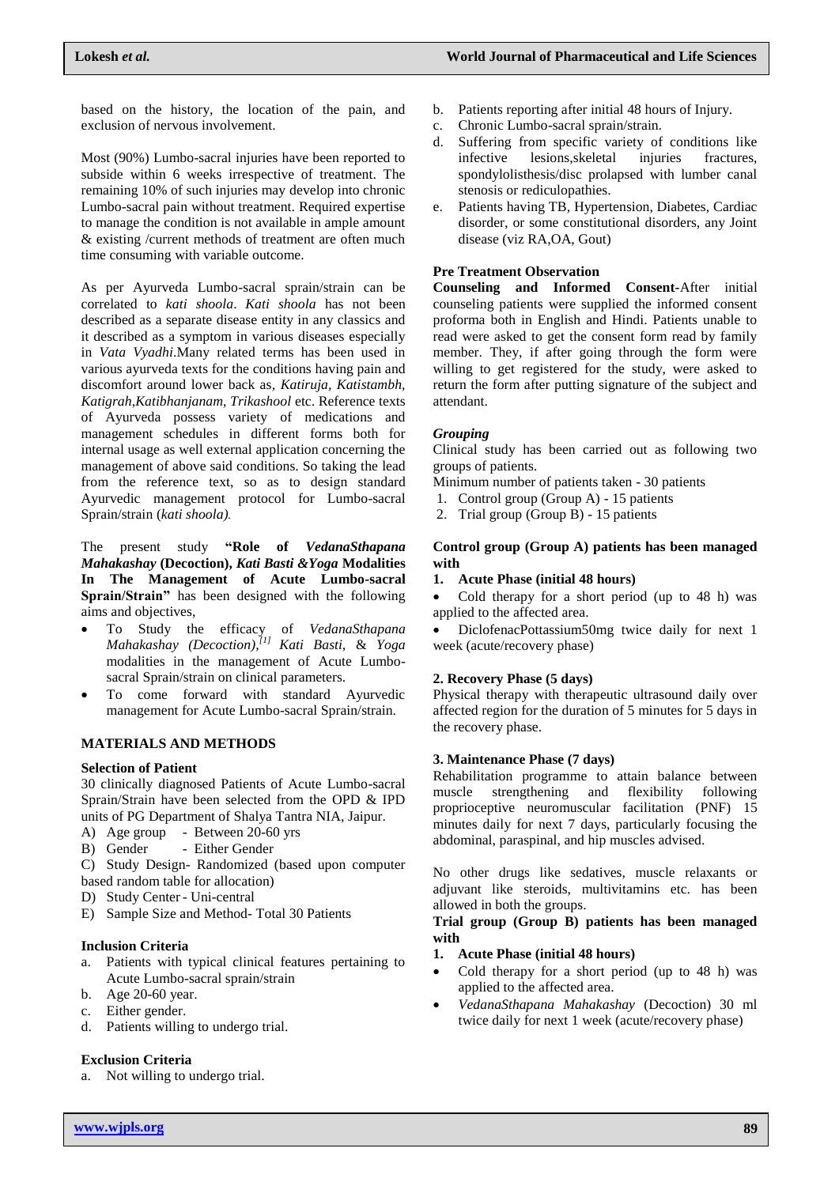based on the history, the location of the pain, and exclusion of nervous involvement.

Most (90%) Lumbo-sacral injuries have been reported to subside within 6 weeks irrespective of treatment. The remaining 10% of such injuries may develop into chronic Lumbo-sacral pain without treatment. Required expertise to manage the condition is not available in ample amount & existing /current methods of treatment are often much time consuming with variable outcome.

As per Ayurveda Lumbo-sacral sprain/strain can be correlated to *kati shoola*. *Kati shoola* has not been described as a separate disease entity in any classics and it described as a symptom in various diseases especially in *Vata Vyadhi*.Many related terms has been used in various ayurveda texts for the conditions having pain and discomfort around lower back as, *Katiruja, Katistambh, Katigrah,Katibhanjanam, Trikashool* etc. Reference texts of Ayurveda possess variety of medications and management schedules in different forms both for internal usage as well external application concerning the management of above said conditions. So taking the lead from the reference text, so as to design standard Ayurvedic management protocol for Lumbo-sacral Sprain/strain (*kati shoola*).

The present study **"Role of *VedanaSthapana Mahakashay* (Decoction), *Kati Basti &Yoga* Modalities In The Management of Acute Lumbo-sacral Sprain/Strain"** has been designed with the following aims and objectives,

- To Study the efficacy of *VedanaSthapana Mahakashay (Decoction)*,[1] *Kati Basti*, & *Yoga* modalities in the management of Acute Lumbo-sacral Sprain/strain on clinical parameters.
- To come forward with standard Ayurvedic management for Acute Lumbo-sacral Sprain/strain.

## MATERIALS AND METHODS

### Selection of Patient

30 clinically diagnosed Patients of Acute Lumbo-sacral Sprain/Strain have been selected from the OPD & IPD units of PG Department of Shalya Tantra NIA, Jaipur.

A) Age group - Between 20-60 yrs
B) Gender - Either Gender
C) Study Design- Randomized (based upon computer based random table for allocation)
D) Study Center - Uni-central
E) Sample Size and Method- Total 30 Patients

### Inclusion Criteria

a. Patients with typical clinical features pertaining to Acute Lumbo-sacral sprain/strain
b. Age 20-60 year.
c. Either gender.
d. Patients willing to undergo trial.

### Exclusion Criteria

a. Not willing to undergo trial.
b. Patients reporting after initial 48 hours of Injury.
c. Chronic Lumbo-sacral sprain/strain.
d. Suffering from specific variety of conditions like infective lesions,skeletal injuries fractures, spondylolisthesis/disc prolapsed with lumber canal stenosis or rediculopathies.
e. Patients having TB, Hypertension, Diabetes, Cardiac disorder, or some constitutional disorders, any Joint disease (viz RA,OA, Gout)

### Pre Treatment Observation

**Counseling and Informed Consent**-After initial counseling patients were supplied the informed consent proforma both in English and Hindi. Patients unable to read were asked to get the consent form read by family member. They, if after going through the form were willing to get registered for the study, were asked to return the form after putting signature of the subject and attendant.

### *Grouping*

Clinical study has been carried out as following two groups of patients.

Minimum number of patients taken - 30 patients

1. Control group (Group A) - 15 patients
2. Trial group (Group B) - 15 patients

### Control group (Group A) patients has been managed with

**1. Acute Phase (initial 48 hours)**

- Cold therapy for a short period (up to 48 h) was applied to the affected area.
- DiclofenacPottassium50mg twice daily for next 1 week (acute/recovery phase)

**2. Recovery Phase (5 days)**

Physical therapy with therapeutic ultrasound daily over affected region for the duration of 5 minutes for 5 days in the recovery phase.

**3. Maintenance Phase (7 days)**

Rehabilitation programme to attain balance between muscle strengthening and flexibility following proprioceptive neuromuscular facilitation (PNF) 15 minutes daily for next 7 days, particularly focusing the abdominal, paraspinal, and hip muscles advised.

No other drugs like sedatives, muscle relaxants or adjuvant like steroids, multivitamins etc. has been allowed in both the groups.

### Trial group (Group B) patients has been managed with

**1. Acute Phase (initial 48 hours)**

- Cold therapy for a short period (up to 48 h) was applied to the affected area.
- *VedanaSthapana Mahakashay* (Decoction) 30 ml twice daily for next 1 week (acute/recovery phase)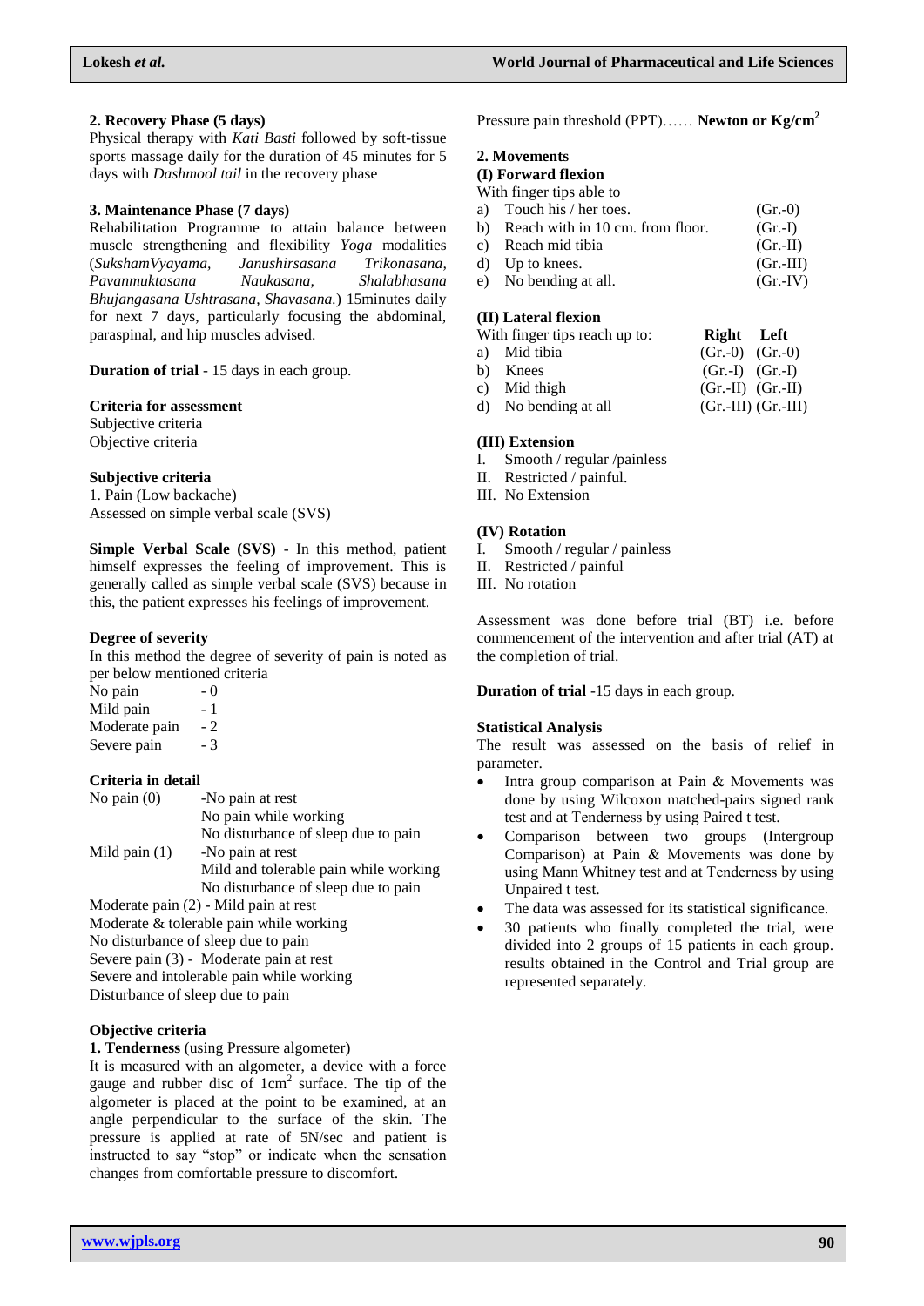**2. Recovery Phase (5 days)**

Physical therapy with *Kati Basti* followed by soft-tissue sports massage daily for the duration of 45 minutes for 5 days with *Dashmool tail* in the recovery phase

**3. Maintenance Phase (7 days)**

Rehabilitation Programme to attain balance between muscle strengthening and flexibility *Yoga* modalities (*SukshamVyayama, Janushirsasana Trikonasana, Pavanmuktasana Naukasana, Shalabhasana Bhujangasana Ushtrasana, Shavasana.*) 15minutes daily for next 7 days, particularly focusing the abdominal, paraspinal, and hip muscles advised.

**Duration of trial** - 15 days in each group.

**Criteria for assessment**

Subjective criteria

Objective criteria

**Subjective criteria**

1. Pain (Low backache)

Assessed on simple verbal scale (SVS)

**Simple Verbal Scale (SVS)** - In this method, patient himself expresses the feeling of improvement. This is generally called as simple verbal scale (SVS) because in this, the patient expresses his feelings of improvement.

**Degree of severity**

In this method the degree of severity of pain is noted as per below mentioned criteria

| | |
|---|---|
| No pain | - 0 |
| Mild pain | - 1 |
| Moderate pain | - 2 |
| Severe pain | - 3 |

**Criteria in detail**

No pain (0) -No pain at rest
No pain while working
No disturbance of sleep due to pain

Mild pain (1) -No pain at rest
Mild and tolerable pain while working
No disturbance of sleep due to pain

Moderate pain (2) - Mild pain at rest
Moderate & tolerable pain while working
No disturbance of sleep due to pain

Severe pain (3) - Moderate pain at rest
Severe and intolerable pain while working
Disturbance of sleep due to pain

**Objective criteria**

**1. Tenderness** (using Pressure algometer)

It is measured with an algometer, a device with a force gauge and rubber disc of $1cm^2$ surface. The tip of the algometer is placed at the point to be examined, at an angle perpendicular to the surface of the skin. The pressure is applied at rate of 5N/sec and patient is instructed to say "stop" or indicate when the sensation changes from comfortable pressure to discomfort.

Pressure pain threshold (PPT)…… **Newton or $Kg/cm^2$**

**2. Movements**

**(I) Forward flexion**

With finger tips able to

| | | |
|---|---|---|
| a) | Touch his / her toes. | (Gr.-0) |
| b) | Reach with in 10 cm. from floor. | (Gr.-I) |
| c) | Reach mid tibia | (Gr.-II) |
| d) | Up to knees. | (Gr.-III) |
| e) | No bending at all. | (Gr.-IV) |

**(II) Lateral flexion**

| With finger tips reach up to: | **Right** | **Left** |
|---|---|---|
| a) Mid tibia | (Gr.-0) | (Gr.-0) |
| b) Knees | (Gr.-I) | (Gr.-I) |
| c) Mid thigh | (Gr.-II) | (Gr.-II) |
| d) No bending at all | (Gr.-III) | (Gr.-III) |

**(III) Extension**

I. Smooth / regular /painless
II. Restricted / painful.
III. No Extension

**(IV) Rotation**

I. Smooth / regular / painless
II. Restricted / painful
III. No rotation

Assessment was done before trial (BT) i.e. before commencement of the intervention and after trial (AT) at the completion of trial.

**Duration of trial** -15 days in each group.

**Statistical Analysis**

The result was assessed on the basis of relief in parameter.

- Intra group comparison at Pain & Movements was done by using Wilcoxon matched-pairs signed rank test and at Tenderness by using Paired t test.
- Comparison between two groups (Intergroup Comparison) at Pain & Movements was done by using Mann Whitney test and at Tenderness by using Unpaired t test.
- The data was assessed for its statistical significance.
- 30 patients who finally completed the trial, were divided into 2 groups of 15 patients in each group. results obtained in the Control and Trial group are represented separately.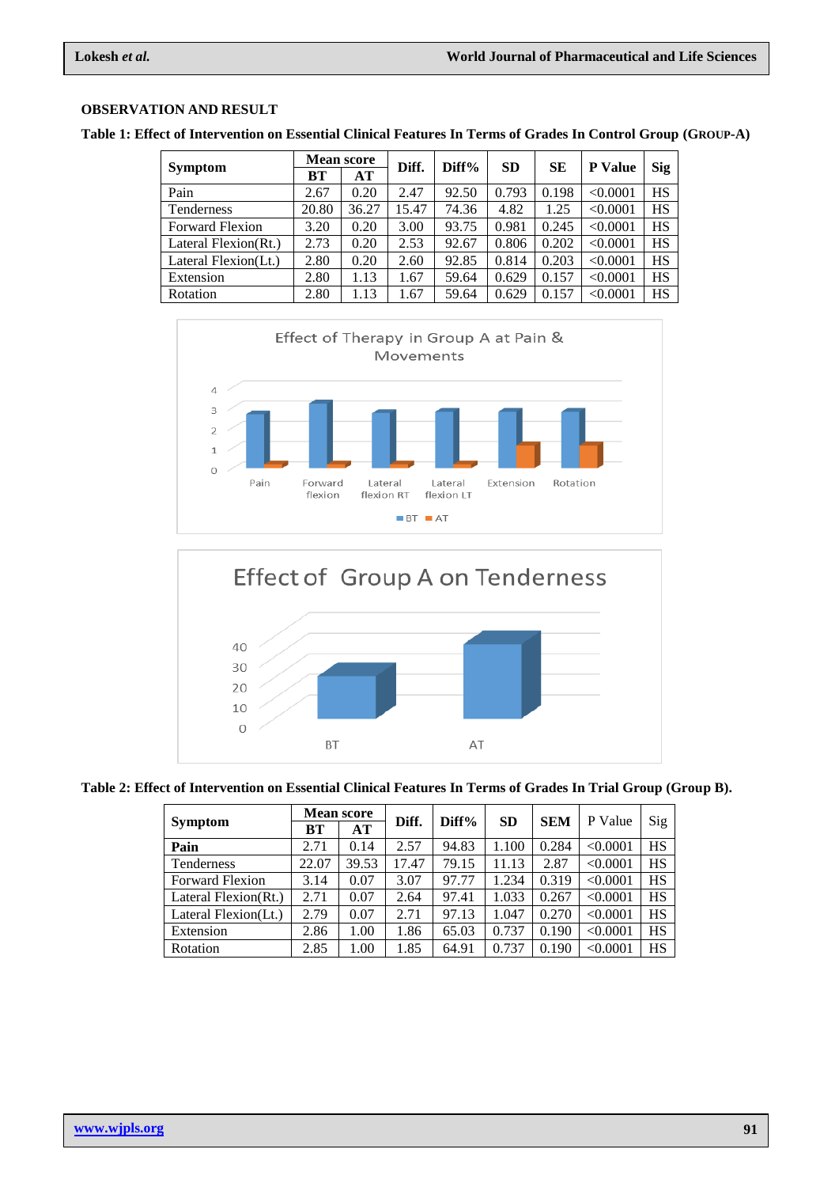### OBSERVATION AND RESULT

**Table 1: Effect of Intervention on Essential Clinical Features In Terms of Grades In Control Group (GROUP-A)**

| Symptom | Mean score | | Diff. | Diff% | SD | SE | P Value | Sig |
|---|---|---|---|---|---|---|---|---|
| | BT | AT | | | | | | |
| Pain | 2.67 | 0.20 | 2.47 | 92.50 | 0.793 | 0.198 | <0.0001 | HS |
| Tenderness | 20.80 | 36.27 | 15.47 | 74.36 | 4.82 | 1.25 | <0.0001 | HS |
| Forward Flexion | 3.20 | 0.20 | 3.00 | 93.75 | 0.981 | 0.245 | <0.0001 | HS |
| Lateral Flexion(Rt.) | 2.73 | 0.20 | 2.53 | 92.67 | 0.806 | 0.202 | <0.0001 | HS |
| Lateral Flexion(Lt.) | 2.80 | 0.20 | 2.60 | 92.85 | 0.814 | 0.203 | <0.0001 | HS |
| Extension | 2.80 | 1.13 | 1.67 | 59.64 | 0.629 | 0.157 | <0.0001 | HS |
| Rotation | 2.80 | 1.13 | 1.67 | 59.64 | 0.629 | 0.157 | <0.0001 | HS |

**Table 2: Effect of Intervention on Essential Clinical Features In Terms of Grades In Trial Group (Group B).**

| Symptom | Mean score | | Diff. | Diff% | SD | SEM | P Value | Sig |
|---|---|---|---|---|---|---|---|---|
| | BT | AT | | | | | | |
| **Pain** | 2.71 | 0.14 | 2.57 | 94.83 | 1.100 | 0.284 | <0.0001 | HS |
| Tenderness | 22.07 | 39.53 | 17.47 | 79.15 | 11.13 | 2.87 | <0.0001 | HS |
| Forward Flexion | 3.14 | 0.07 | 3.07 | 97.77 | 1.234 | 0.319 | <0.0001 | HS |
| Lateral Flexion(Rt.) | 2.71 | 0.07 | 2.64 | 97.41 | 1.033 | 0.267 | <0.0001 | HS |
| Lateral Flexion(Lt.) | 2.79 | 0.07 | 2.71 | 97.13 | 1.047 | 0.270 | <0.0001 | HS |
| Extension | 2.86 | 1.00 | 1.86 | 65.03 | 0.737 | 0.190 | <0.0001 | HS |
| Rotation | 2.85 | 1.00 | 1.85 | 64.91 | 0.737 | 0.190 | <0.0001 | HS |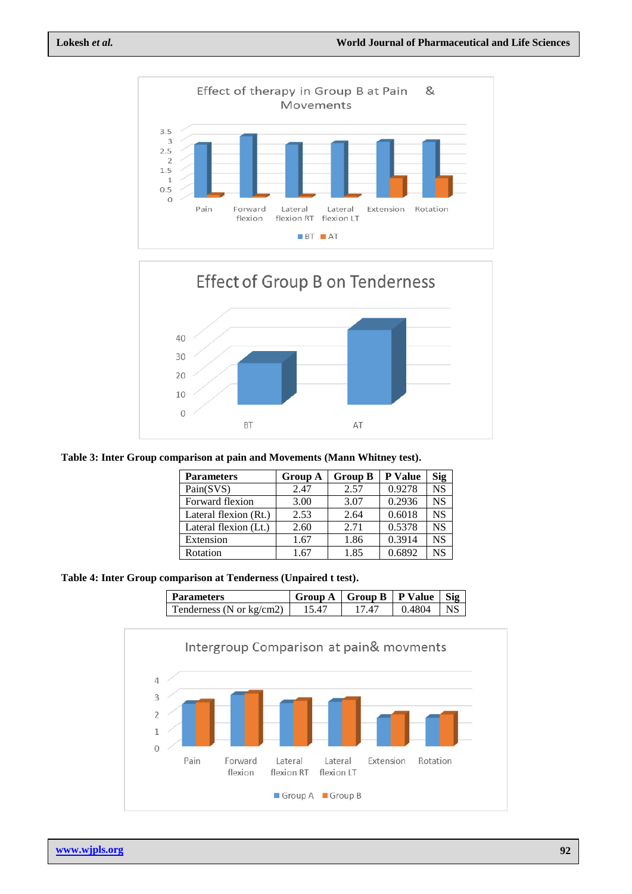**Table 3: Inter Group comparison at pain and Movements (Mann Whitney test).**

| Parameters | Group A | Group B | P Value | Sig |
|---|---|---|---|---|
| Pain(SVS) | 2.47 | 2.57 | 0.9278 | NS |
| Forward flexion | 3.00 | 3.07 | 0.2936 | NS |
| Lateral flexion (Rt.) | 2.53 | 2.64 | 0.6018 | NS |
| Lateral flexion (Lt.) | 2.60 | 2.71 | 0.5378 | NS |
| Extension | 1.67 | 1.86 | 0.3914 | NS |
| Rotation | 1.67 | 1.85 | 0.6892 | NS |

**Table 4: Inter Group comparison at Tenderness (Unpaired t test).**

| Parameters | Group A | Group B | P Value | Sig |
|---|---|---|---|---|
| Tenderness (N or kg/cm2) | 15.47 | 17.47 | 0.4804 | NS |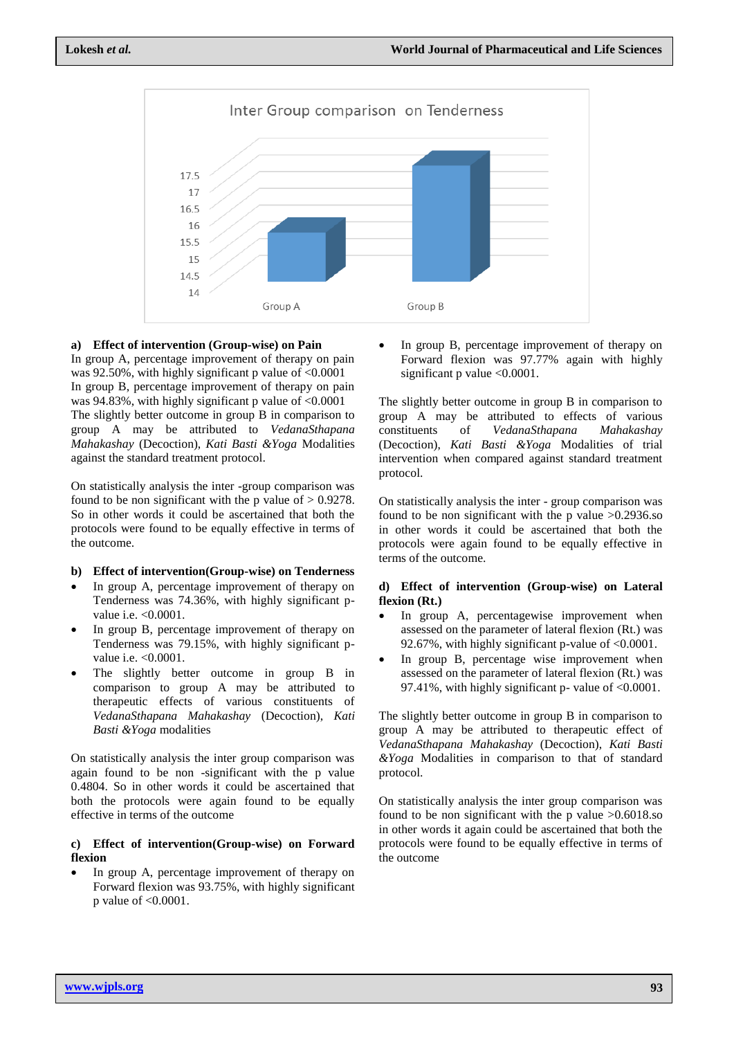Inter Group comparison on Tenderness

| | Group A | Group B |
|---|---|---|
| Value (y-axis 14–17.5) | | |

**a) Effect of intervention (Group-wise) on Pain**

In group A, percentage improvement of therapy on pain was 92.50%, with highly significant p value of <0.0001

In group B, percentage improvement of therapy on pain was 94.83%, with highly significant p value of <0.0001

The slightly better outcome in group B in comparison to group A may be attributed to *VedanaSthapana Mahakashay* (Decoction), *Kati Basti &Yoga* Modalities against the standard treatment protocol.

On statistically analysis the inter -group comparison was found to be non significant with the p value of > 0.9278. So in other words it could be ascertained that both the protocols were found to be equally effective in terms of the outcome.

**b) Effect of intervention(Group-wise) on Tenderness**

- In group A, percentage improvement of therapy on Tenderness was 74.36%, with highly significant p-value i.e. <0.0001.
- In group B, percentage improvement of therapy on Tenderness was 79.15%, with highly significant p-value i.e. <0.0001.
- The slightly better outcome in group B in comparison to group A may be attributed to therapeutic effects of various constituents of *VedanaSthapana Mahakashay* (Decoction), *Kati Basti &Yoga* modalities

On statistically analysis the inter group comparison was again found to be non -significant with the p value 0.4804. So in other words it could be ascertained that both the protocols were again found to be equally effective in terms of the outcome

**c) Effect of intervention(Group-wise) on Forward flexion**

- In group A, percentage improvement of therapy on Forward flexion was 93.75%, with highly significant p value of <0.0001.
- In group B, percentage improvement of therapy on Forward flexion was 97.77% again with highly significant p value <0.0001.

The slightly better outcome in group B in comparison to group A may be attributed to effects of various constituents of *VedanaSthapana Mahakashay* (Decoction), *Kati Basti &Yoga* Modalities of trial intervention when compared against standard treatment protocol.

On statistically analysis the inter - group comparison was found to be non significant with the p value >0.2936.so in other words it could be ascertained that both the protocols were again found to be equally effective in terms of the outcome.

**d) Effect of intervention (Group-wise) on Lateral flexion (Rt.)**

- In group A, percentagewise improvement when assessed on the parameter of lateral flexion (Rt.) was 92.67%, with highly significant p-value of <0.0001.
- In group B, percentage wise improvement when assessed on the parameter of lateral flexion (Rt.) was 97.41%, with highly significant p- value of <0.0001.

The slightly better outcome in group B in comparison to group A may be attributed to therapeutic effect of *VedanaSthapana Mahakashay* (Decoction), *Kati Basti &Yoga* Modalities in comparison to that of standard protocol.

On statistically analysis the inter group comparison was found to be non significant with the p value >0.6018.so in other words it again could be ascertained that both the protocols were found to be equally effective in terms of the outcome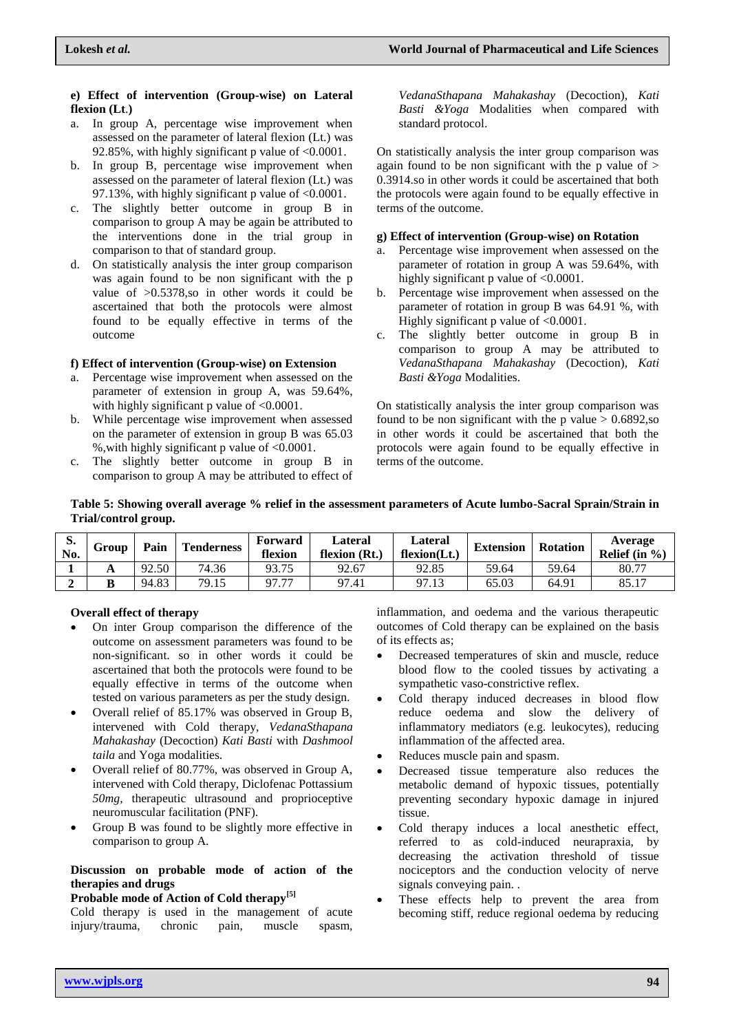**e) Effect of intervention (Group-wise) on Lateral flexion (Lt.)**

a. In group A, percentage wise improvement when assessed on the parameter of lateral flexion (Lt.) was 92.85%, with highly significant p value of <0.0001.
b. In group B, percentage wise improvement when assessed on the parameter of lateral flexion (Lt.) was 97.13%, with highly significant p value of <0.0001.
c. The slightly better outcome in group B in comparison to group A may be again be attributed to the interventions done in the trial group in comparison to that of standard group.
d. On statistically analysis the inter group comparison was again found to be non significant with the p value of >0.5378,so in other words it could be ascertained that both the protocols were almost found to be equally effective in terms of the outcome

**f) Effect of intervention (Group-wise) on Extension**

a. Percentage wise improvement when assessed on the parameter of extension in group A, was 59.64%, with highly significant p value of <0.0001.
b. While percentage wise improvement when assessed on the parameter of extension in group B was 65.03 %,with highly significant p value of <0.0001.
c. The slightly better outcome in group B in comparison to group A may be attributed to effect of *VedanaSthapana Mahakashay* (Decoction), *Kati Basti &Yoga* Modalities when compared with standard protocol.

On statistically analysis the inter group comparison was again found to be non significant with the p value of > 0.3914.so in other words it could be ascertained that both the protocols were again found to be equally effective in terms of the outcome.

**g) Effect of intervention (Group-wise) on Rotation**

a. Percentage wise improvement when assessed on the parameter of rotation in group A was 59.64%, with highly significant p value of <0.0001.
b. Percentage wise improvement when assessed on the parameter of rotation in group B was 64.91 %, with Highly significant p value of <0.0001.
c. The slightly better outcome in group B in comparison to group A may be attributed to *VedanaSthapana Mahakashay* (Decoction), *Kati Basti &Yoga* Modalities.

On statistically analysis the inter group comparison was found to be non significant with the p value > 0.6892,so in other words it could be ascertained that both the protocols were again found to be equally effective in terms of the outcome.

**Table 5: Showing overall average % relief in the assessment parameters of Acute lumbo-Sacral Sprain/Strain in Trial/control group.**

| S. No. | Group | Pain | Tenderness | Forward flexion | Lateral flexion (Rt.) | Lateral flexion(Lt.) | Extension | Rotation | Average Relief (in %) |
|---|---|---|---|---|---|---|---|---|---|
| **1** | **A** | 92.50 | 74.36 | 93.75 | 92.67 | 92.85 | 59.64 | 59.64 | 80.77 |
| **2** | **B** | 94.83 | 79.15 | 97.77 | 97.41 | 97.13 | 65.03 | 64.91 | 85.17 |

**Overall effect of therapy**

- On inter Group comparison the difference of the outcome on assessment parameters was found to be non-significant. so in other words it could be ascertained that both the protocols were found to be equally effective in terms of the outcome when tested on various parameters as per the study design.
- Overall relief of 85.17% was observed in Group B, intervened with Cold therapy, *VedanaSthapana Mahakashay* (Decoction) *Kati Basti* with *Dashmool taila* and Yoga modalities.
- Overall relief of 80.77%, was observed in Group A, intervened with Cold therapy, Diclofenac Pottassium *50mg*, therapeutic ultrasound and proprioceptive neuromuscular facilitation (PNF).
- Group B was found to be slightly more effective in comparison to group A.

**Discussion on probable mode of action of the therapies and drugs**

**Probable mode of Action of Cold therapy[5]**

Cold therapy is used in the management of acute injury/trauma, chronic pain, muscle spasm, inflammation, and oedema and the various therapeutic outcomes of Cold therapy can be explained on the basis of its effects as;

- Decreased temperatures of skin and muscle, reduce blood flow to the cooled tissues by activating a sympathetic vaso-constrictive reflex.
- Cold therapy induced decreases in blood flow reduce oedema and slow the delivery of inflammatory mediators (e.g. leukocytes), reducing inflammation of the affected area.
- Reduces muscle pain and spasm.
- Decreased tissue temperature also reduces the metabolic demand of hypoxic tissues, potentially preventing secondary hypoxic damage in injured tissue.
- Cold therapy induces a local anesthetic effect, referred to as cold-induced neurapraxia, by decreasing the activation threshold of tissue nociceptors and the conduction velocity of nerve signals conveying pain. .
- These effects help to prevent the area from becoming stiff, reduce regional oedema by reducing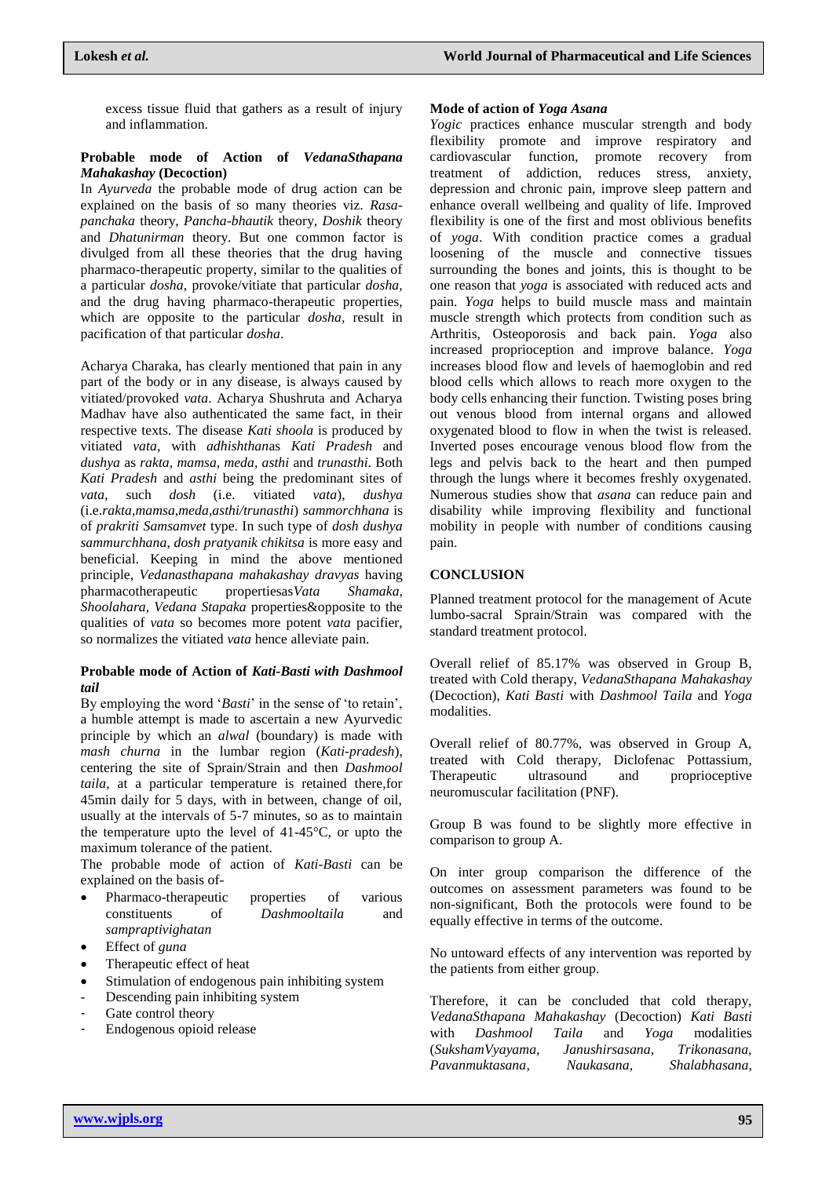excess tissue fluid that gathers as a result of injury and inflammation.

**Probable mode of Action of *VedanaSthapana Mahakashay* (Decoction)**

In *Ayurveda* the probable mode of drug action can be explained on the basis of so many theories viz. *Rasa-panchaka* theory, *Pancha-bhautik* theory, *Doshik* theory and *Dhatunirman* theory. But one common factor is divulged from all these theories that the drug having pharmaco-therapeutic property, similar to the qualities of a particular *dosha*, provoke/vitiate that particular *dosha*, and the drug having pharmaco-therapeutic properties, which are opposite to the particular *dosha*, result in pacification of that particular *dosha*.

Acharya Charaka, has clearly mentioned that pain in any part of the body or in any disease, is always caused by vitiated/provoked *vata*. Acharya Shushruta and Acharya Madhav have also authenticated the same fact, in their respective texts. The disease *Kati shoola* is produced by vitiated *vata,* with *adhishthan*as *Kati Pradesh* and *dushya* as *rakta, mamsa, meda, asthi* and *trunasthi*. Both *Kati Pradesh* and *asthi* being the predominant sites of *vata*, such *dosh* (i.e. vitiated *vata*), *dushya* (i.e.*rakta,mamsa,meda,asthi/trunasthi*) *sammorchhana* is of *prakriti Samsamvet* type. In such type of *dosh dushya sammurchhana, dosh pratyanik chikitsa* is more easy and beneficial. Keeping in mind the above mentioned principle, *Vedanasthapana mahakashay dravyas* having pharmacotherapeutic propertiesas*Vata Shamaka, Shoolahara, Vedana Stapaka* properties&opposite to the qualities of *vata* so becomes more potent *vata* pacifier, so normalizes the vitiated *vata* hence alleviate pain.

**Probable mode of Action of *Kati-Basti with Dashmool tail***

By employing the word '*Basti*' in the sense of 'to retain', a humble attempt is made to ascertain a new Ayurvedic principle by which an *alwal* (boundary) is made with *mash churna* in the lumbar region (*Kati-pradesh*), centering the site of Sprain/Strain and then *Dashmool taila,* at a particular temperature is retained there,for 45min daily for 5 days, with in between, change of oil, usually at the intervals of 5-7 minutes, so as to maintain the temperature upto the level of 41-45°C, or upto the maximum tolerance of the patient.

The probable mode of action of *Kati-Basti* can be explained on the basis of-

- Pharmaco-therapeutic properties of various constituents of *Dashmooltaila* and *sampraptivighatan*
- Effect of *guna*
- Therapeutic effect of heat
- Stimulation of endogenous pain inhibiting system
  - Descending pain inhibiting system
  - Gate control theory
  - Endogenous opioid release

**Mode of action of *Yoga Asana***

*Yogic* practices enhance muscular strength and body flexibility promote and improve respiratory and cardiovascular function, promote recovery from treatment of addiction, reduces stress, anxiety, depression and chronic pain, improve sleep pattern and enhance overall wellbeing and quality of life. Improved flexibility is one of the first and most oblivious benefits of *yoga*. With condition practice comes a gradual loosening of the muscle and connective tissues surrounding the bones and joints, this is thought to be one reason that *yoga* is associated with reduced acts and pain. *Yoga* helps to build muscle mass and maintain muscle strength which protects from condition such as Arthritis, Osteoporosis and back pain. *Yoga* also increased proprioception and improve balance. *Yoga* increases blood flow and levels of haemoglobin and red blood cells which allows to reach more oxygen to the body cells enhancing their function. Twisting poses bring out venous blood from internal organs and allowed oxygenated blood to flow in when the twist is released. Inverted poses encourage venous blood flow from the legs and pelvis back to the heart and then pumped through the lungs where it becomes freshly oxygenated. Numerous studies show that *asana* can reduce pain and disability while improving flexibility and functional mobility in people with number of conditions causing pain.

## CONCLUSION

Planned treatment protocol for the management of Acute lumbo-sacral Sprain/Strain was compared with the standard treatment protocol.

Overall relief of 85.17% was observed in Group B, treated with Cold therapy, *VedanaSthapana Mahakashay* (Decoction), *Kati Basti* with *Dashmool Taila* and *Yoga* modalities.

Overall relief of 80.77%, was observed in Group A, treated with Cold therapy, Diclofenac Pottassium, Therapeutic ultrasound and proprioceptive neuromuscular facilitation (PNF).

Group B was found to be slightly more effective in comparison to group A.

On inter group comparison the difference of the outcomes on assessment parameters was found to be non-significant, Both the protocols were found to be equally effective in terms of the outcome.

No untoward effects of any intervention was reported by the patients from either group.

Therefore, it can be concluded that cold therapy, *VedanaSthapana Mahakashay* (Decoction) *Kati Basti* with *Dashmool Taila* and *Yoga* modalities (*SukshamVyayama, Janushirsasana, Trikonasana, Pavanmuktasana, Naukasana, Shalabhasana,*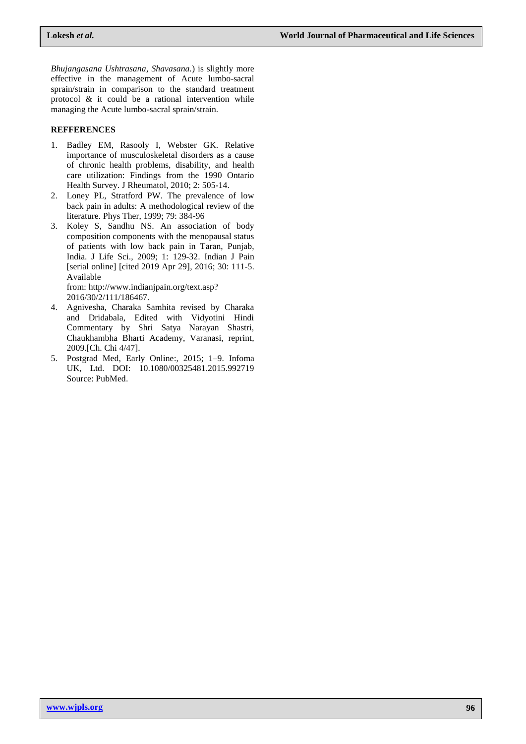*Bhujangasana Ushtrasana, Shavasana.*) is slightly more effective in the management of Acute lumbo-sacral sprain/strain in comparison to the standard treatment protocol & it could be a rational intervention while managing the Acute lumbo-sacral sprain/strain.

## REFFERENCES

1. Badley EM, Rasooly I, Webster GK. Relative importance of musculoskeletal disorders as a cause of chronic health problems, disability, and health care utilization: Findings from the 1990 Ontario Health Survey. J Rheumatol, 2010; 2: 505-14.
2. Loney PL, Stratford PW. The prevalence of low back pain in adults: A methodological review of the literature. Phys Ther, 1999; 79: 384-96
3. Koley S, Sandhu NS. An association of body composition components with the menopausal status of patients with low back pain in Taran, Punjab, India. J Life Sci., 2009; 1: 129-32. Indian J Pain [serial online] [cited 2019 Apr 29], 2016; 30: 111-5. Available from: http://www.indianjpain.org/text.asp?2016/30/2/111/186467.
4. Agnivesha, Charaka Samhita revised by Charaka and Dridabala, Edited with Vidyotini Hindi Commentary by Shri Satya Narayan Shastri, Chaukhambha Bharti Academy, Varanasi, reprint, 2009.[Ch. Chi 4/47].
5. Postgrad Med, Early Online:, 2015; 1–9. Infoma UK, Ltd. DOI: 10.1080/00325481.2015.992719 Source: PubMed.